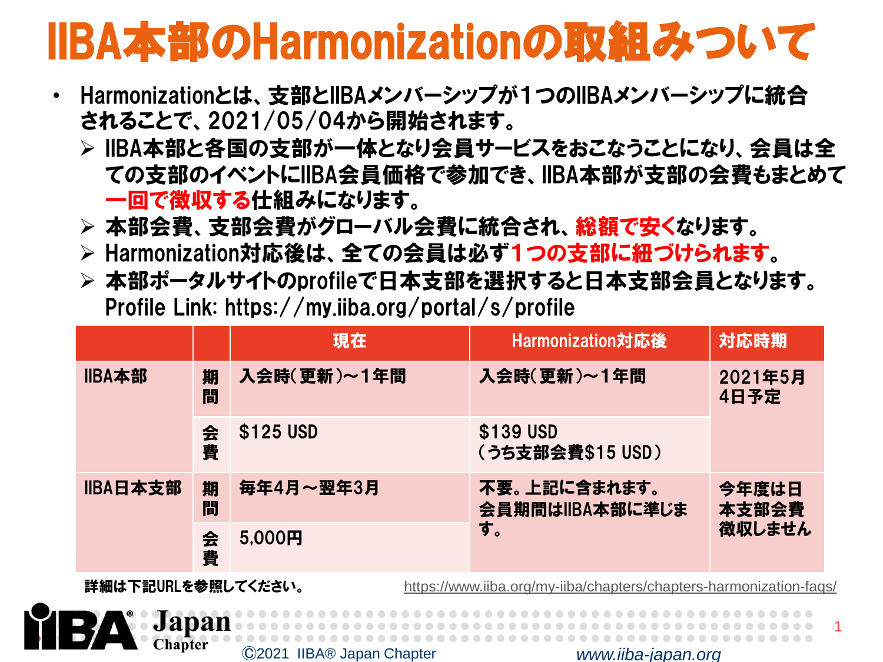# IIBA本部のHarmonizationの取組みついて

- Harmonizationとは、支部とIIBAメンバーシップが１つのIIBAメンバーシップに統合されることで、2021/05/04から開始されます。
  - IIBA本部と各国の支部が一体となり会員サービスをおこなうことになり、会員は全ての支部のイベントにIIBA会員価格で参加でき、IIBA本部が支部の会費もまとめて**一回で徴収する**仕組みになります。
  - 本部会費、支部会費がグローバル会費に統合され、**総額で安く**なります。
  - Harmonization対応後は、全ての会員は必ず**１つの支部に紐づけられます**。
  - 本部ポータルサイトのprofileで日本支部を選択すると日本支部会員となります。
    Profile Link: https://my.iiba.org/portal/s/profile

| | | 現在 | Harmonization対応後 | 対応時期 |
|---|---|---|---|---|
| IIBA本部 | 期間 | 入会時（更新）～1年間 | 入会時（更新）～1年間 | 2021年5月4日予定 |
| | 会費 | $125 USD | $139 USD（うち支部会費$15 USD） | |
| IIBA日本支部 | 期間 | 毎年4月～翌年3月 | 不要。上記に含まれます。会員期間はIIBA本部に準じます。 | 今年度は日本支部会費徴収しません |
| | 会費 | 5,000円 | | |

詳細は下記URLを参照してください。　https://www.iiba.org/my-iiba/chapters/chapters-harmonization-faqs/

Ⓒ2021 IIBA® Japan Chapter　www.iiba-japan.org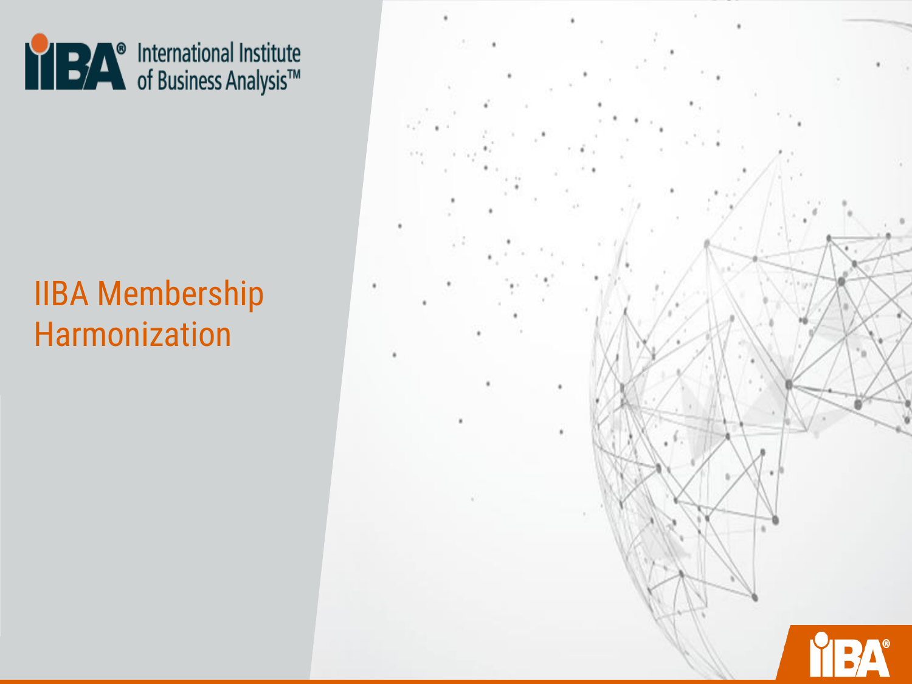International Institute of Business Analysis™

# IIBA Membership Harmonization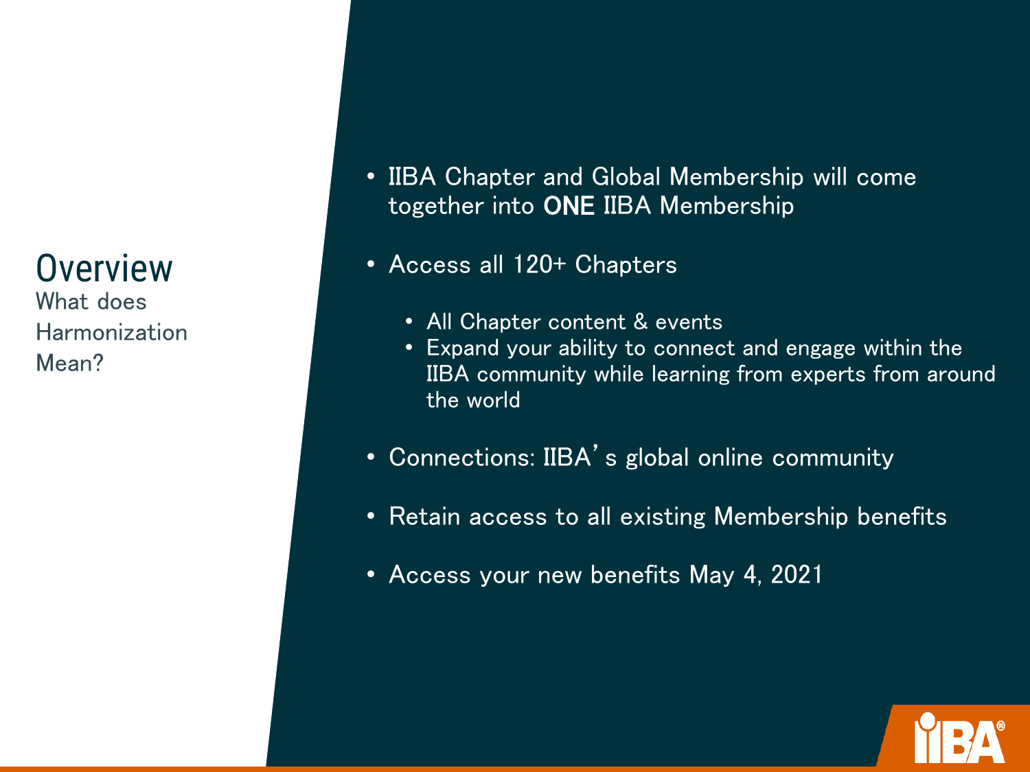# Overview

What does Harmonization Mean?

- IIBA Chapter and Global Membership will come together into **ONE** IIBA Membership
- Access all 120+ Chapters
  - All Chapter content & events
  - Expand your ability to connect and engage within the IIBA community while learning from experts from around the world
- Connections: IIBA's global online community
- Retain access to all existing Membership benefits
- Access your new benefits May 4, 2021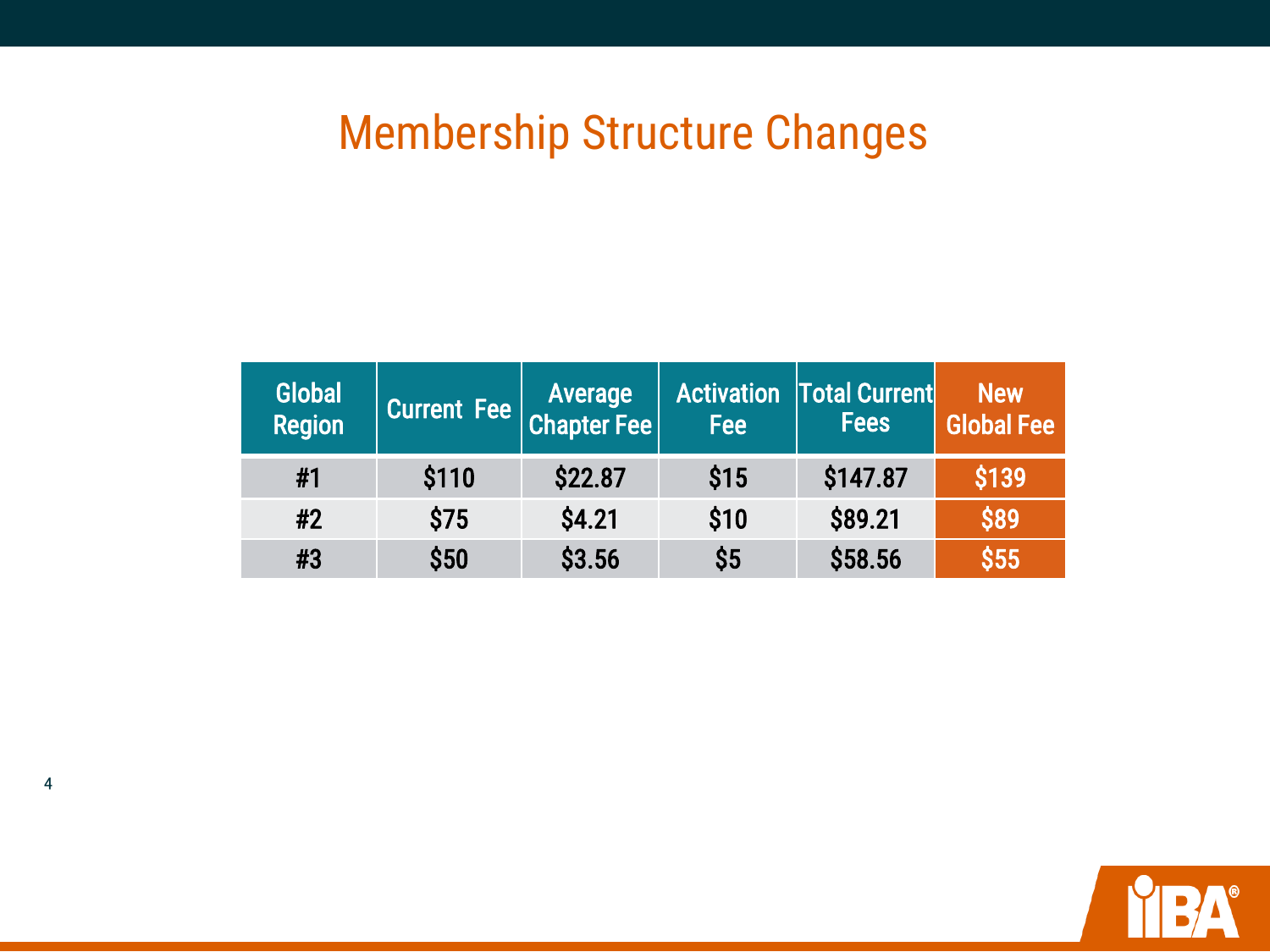# Membership Structure Changes

| Global Region | Current Fee | Average Chapter Fee | Activation Fee | Total Current Fees | New Global Fee |
|---|---|---|---|---|---|
| #1 | $110 | $22.87 | $15 | $147.87 | $139 |
| #2 | $75 | $4.21 | $10 | $89.21 | $89 |
| #3 | $50 | $3.56 | $5 | $58.56 | $55 |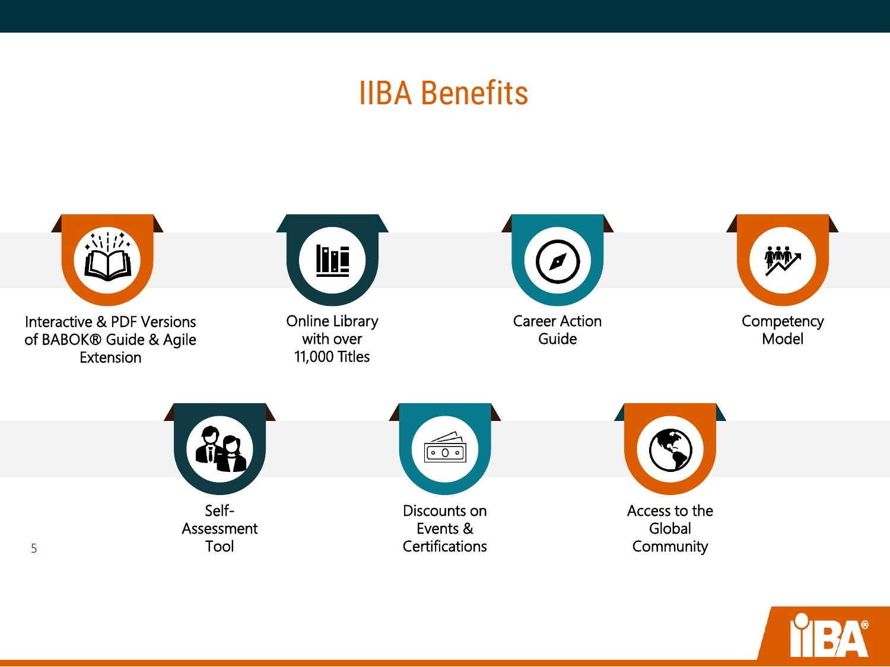# IIBA Benefits

- Interactive & PDF Versions of BABOK® Guide & Agile Extension
- Online Library with over 11,000 Titles
- Career Action Guide
- Competency Model
- Self-Assessment Tool
- Discounts on Events & Certifications
- Access to the Global Community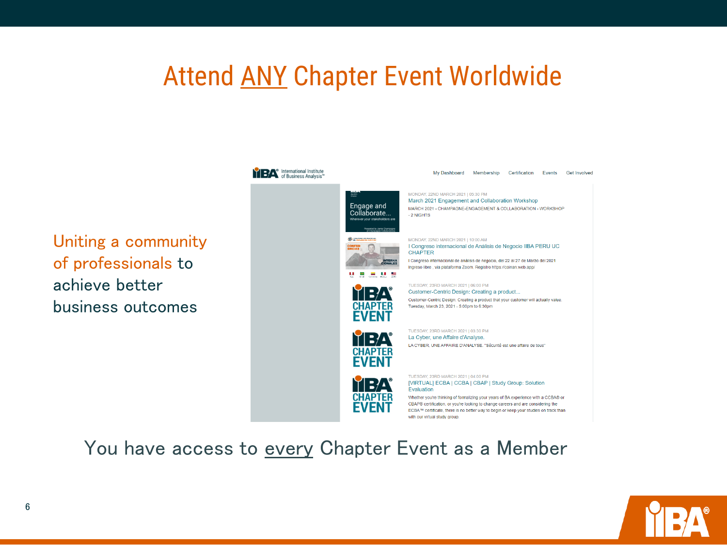# Attend ANY Chapter Event Worldwide

Uniting a community of professionals to achieve better business outcomes

My Dashboard Membership Certification Events Get Involved

MONDAY, 22ND MARCH 2021 | 05:30 PM
March 2021 Engagement and Collaboration Workshop
MARCH 2021 - CHAMPAGNE-ENGAGEMENT & COLLABORATION - WORKSHOP - 2 NIGHTS

MONDAY, 22ND MARCH 2021 | 10:00 AM
I Congreso internacional de Analisis de Negocio IIBA PERU UC CHAPTER
I Congreso internacional de análisis de negocio, del 22 al 27 de Marzo del 2021 Ingreso libre , via plataforma Zoom. Registro https://coinan.web.app/

TUESDAY, 23RD MARCH 2021 | 06:00 PM
Customer-Centric Design: Creating a product...
Customer-Centric Design: Creating a product that your customer will actually value. Tuesday, March 23, 2021 - 5:00pm to 6:30pm

TUESDAY, 23RD MARCH 2021 | 03:30 PM
La Cyber, une Affaire d'Analyse.
LA CYBER, UNE AFFAIRE D'ANALYSE. "Sécurité est une affaire de tous"

TUESDAY, 23RD MARCH 2021 | 04:00 PM
[VIRTUAL] ECBA | CCBA | CBAP | Study Group: Solution Evaluation
Whether you're thinking of formalizing your years of BA experience with a CCBA® or CBAP® certification, or you're looking to change careers and are considering the ECBA™ certificate, there is no better way to begin or keep your studies on track than with our virtual study group.

You have access to every Chapter Event as a Member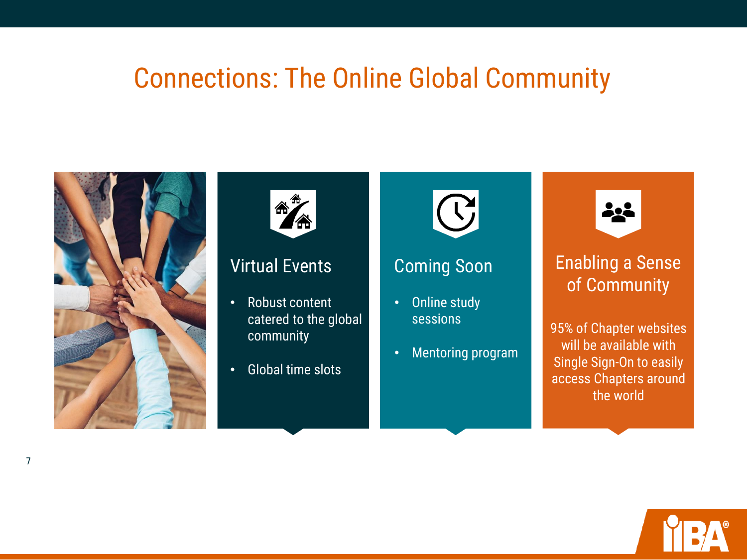# Connections: The Online Global Community

## Virtual Events

- Robust content catered to the global community
- Global time slots

## Coming Soon

- Online study sessions
- Mentoring program

## Enabling a Sense of Community

95% of Chapter websites will be available with Single Sign-On to easily access Chapters around the world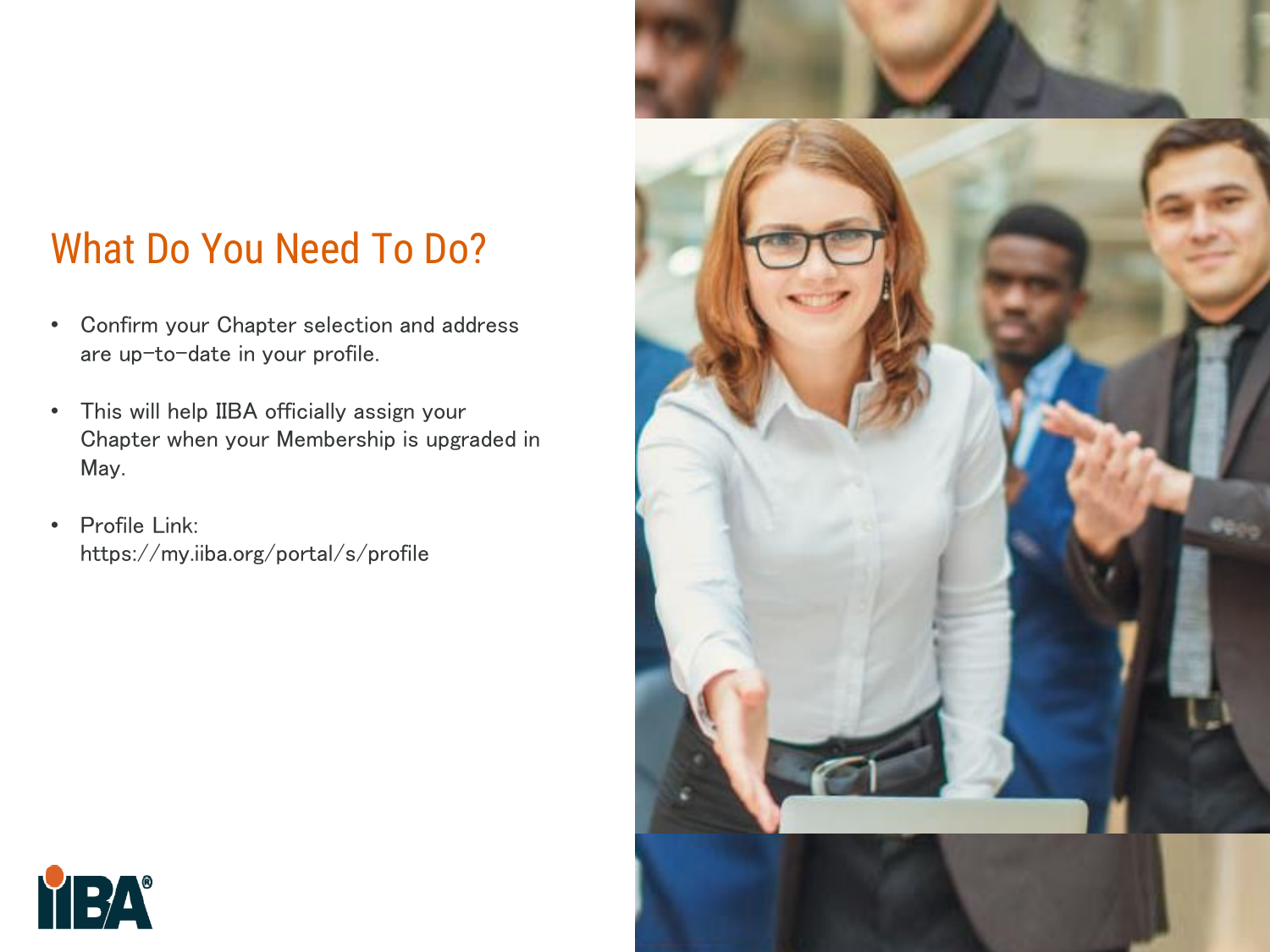# What Do You Need To Do?

- Confirm your Chapter selection and address are up-to-date in your profile.
- This will help IIBA officially assign your Chapter when your Membership is upgraded in May.
- Profile Link: https://my.iiba.org/portal/s/profile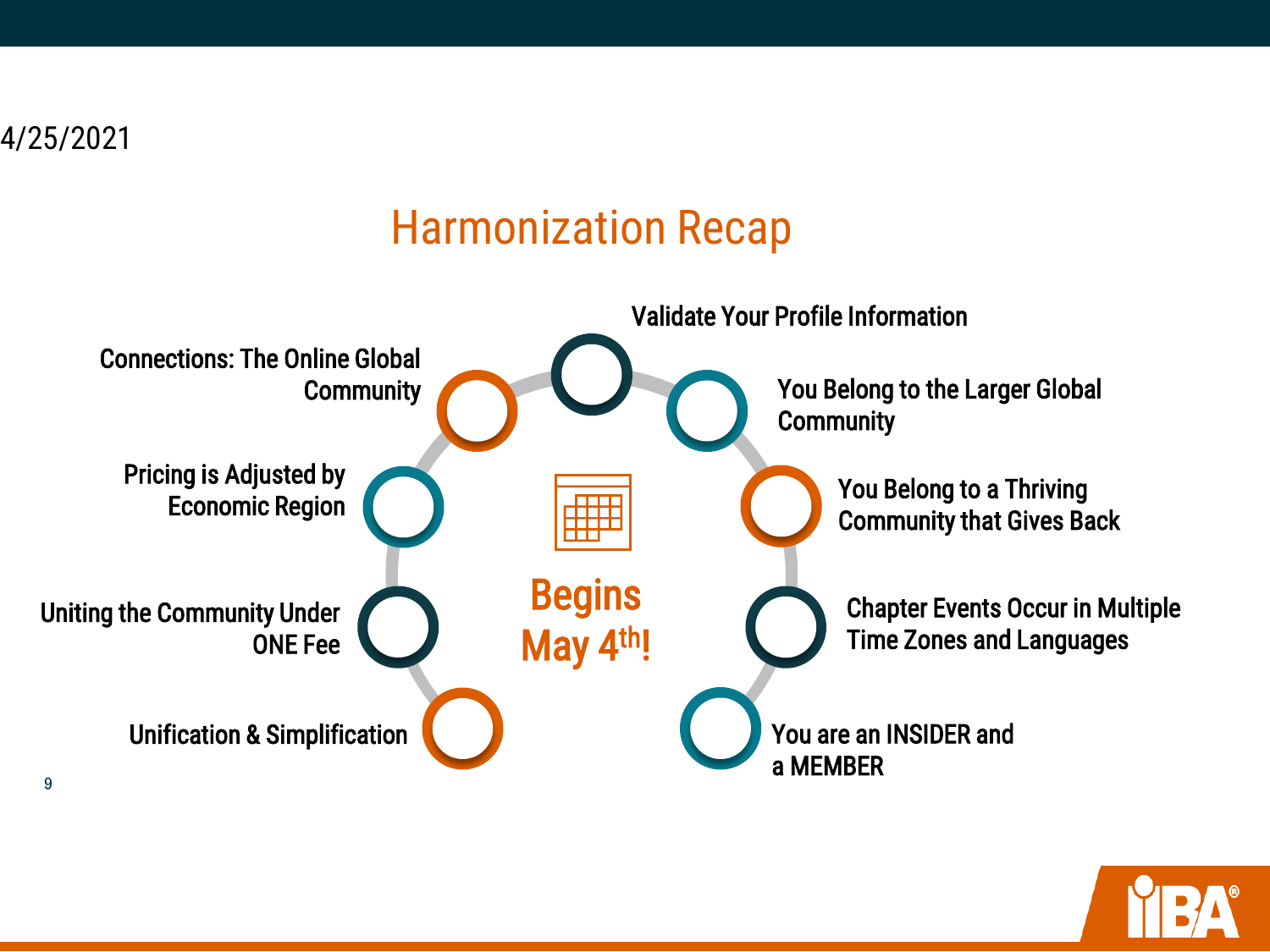4/25/2021

# Harmonization Recap

- Validate Your Profile Information
- You Belong to the Larger Global Community
- You Belong to a Thriving Community that Gives Back
- Chapter Events Occur in Multiple Time Zones and Languages
- You are an INSIDER and a MEMBER
- Unification & Simplification
- Uniting the Community Under ONE Fee
- Pricing is Adjusted by Economic Region
- Connections: The Online Global Community

**Begins May 4th!**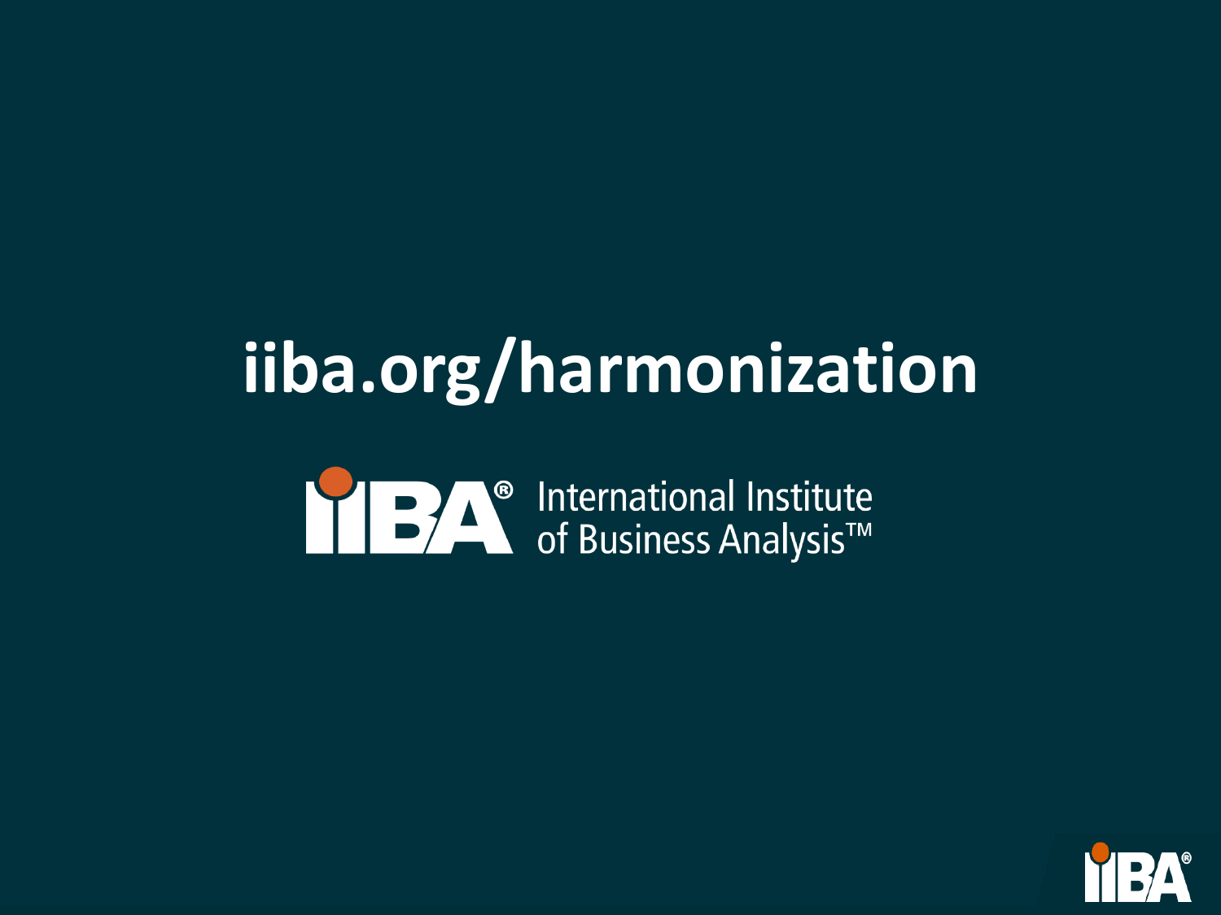# iiba.org/harmonization

IIBA® International Institute of Business Analysis™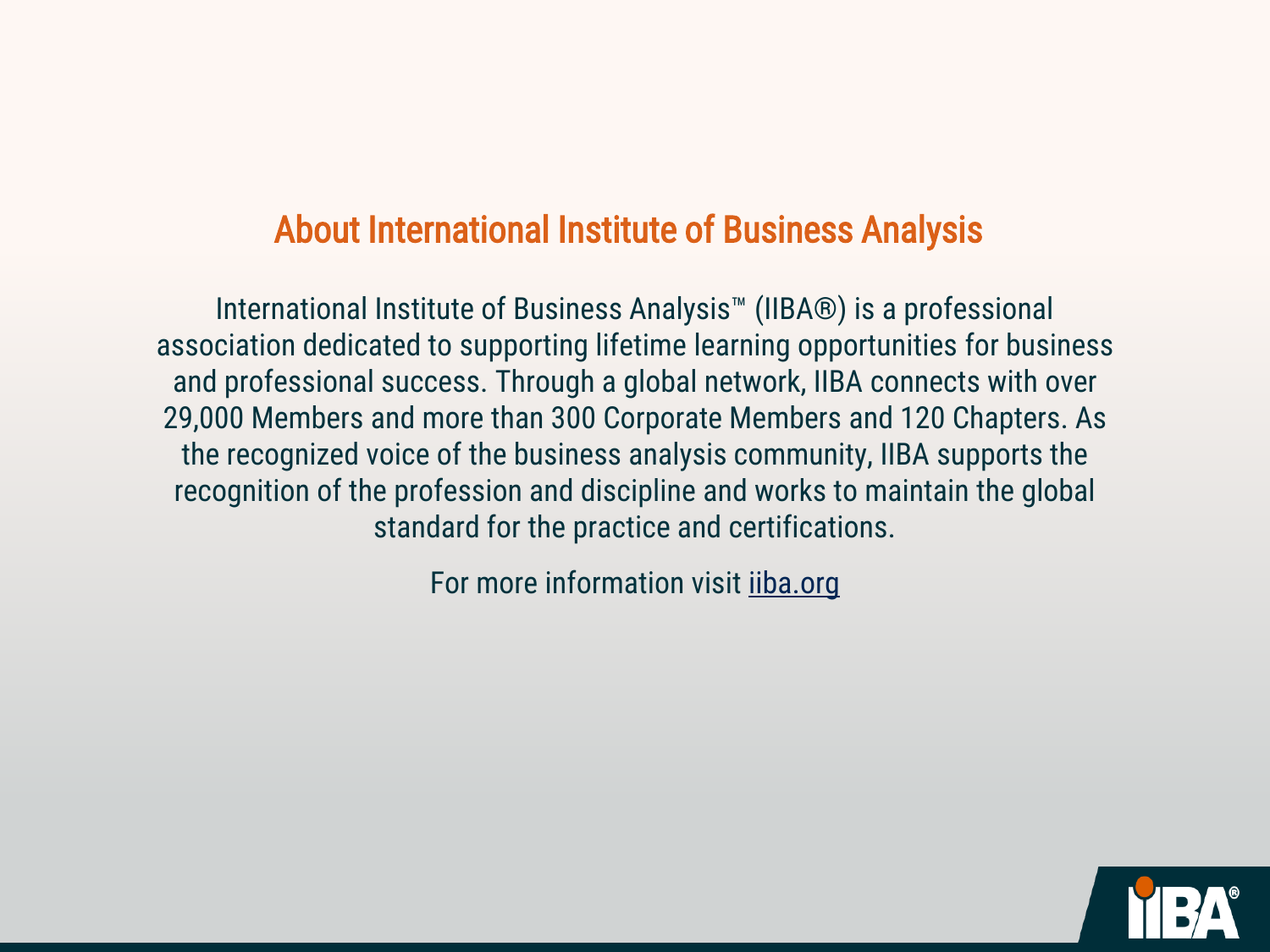## About International Institute of Business Analysis

International Institute of Business Analysis™ (IIBA®) is a professional association dedicated to supporting lifetime learning opportunities for business and professional success. Through a global network, IIBA connects with over 29,000 Members and more than 300 Corporate Members and 120 Chapters. As the recognized voice of the business analysis community, IIBA supports the recognition of the profession and discipline and works to maintain the global standard for the practice and certifications.

For more information visit [iiba.org](https://iiba.org)